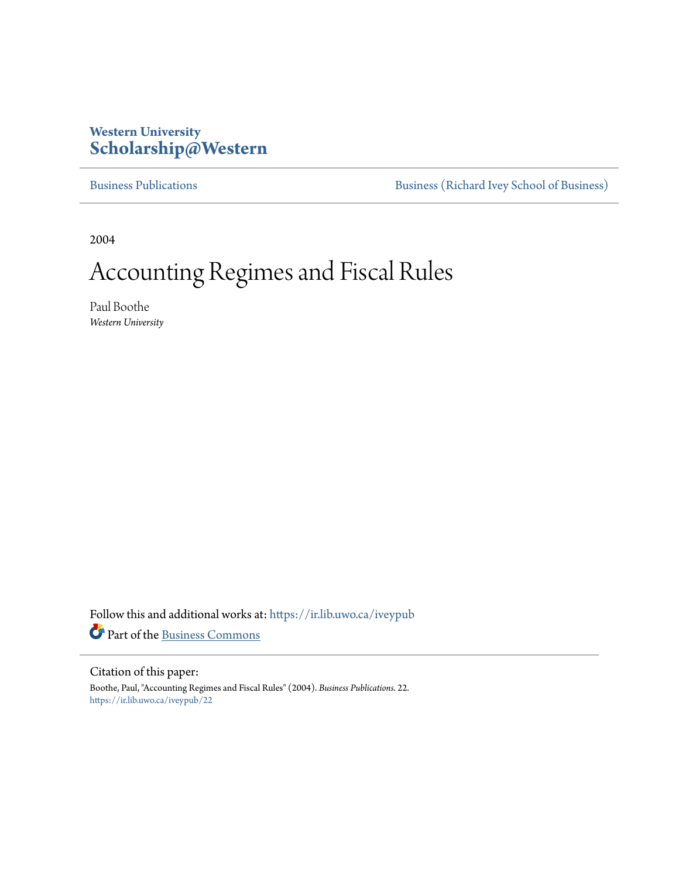Western University
**Scholarship@Western**

Business Publications | Business (Richard Ivey School of Business)

2004

# Accounting Regimes and Fiscal Rules

Paul Boothe
*Western University*

Follow this and additional works at: https://ir.lib.uwo.ca/iveypub

Part of the Business Commons

Citation of this paper:

Boothe, Paul, "Accounting Regimes and Fiscal Rules" (2004). *Business Publications*. 22.
https://ir.lib.uwo.ca/iveypub/22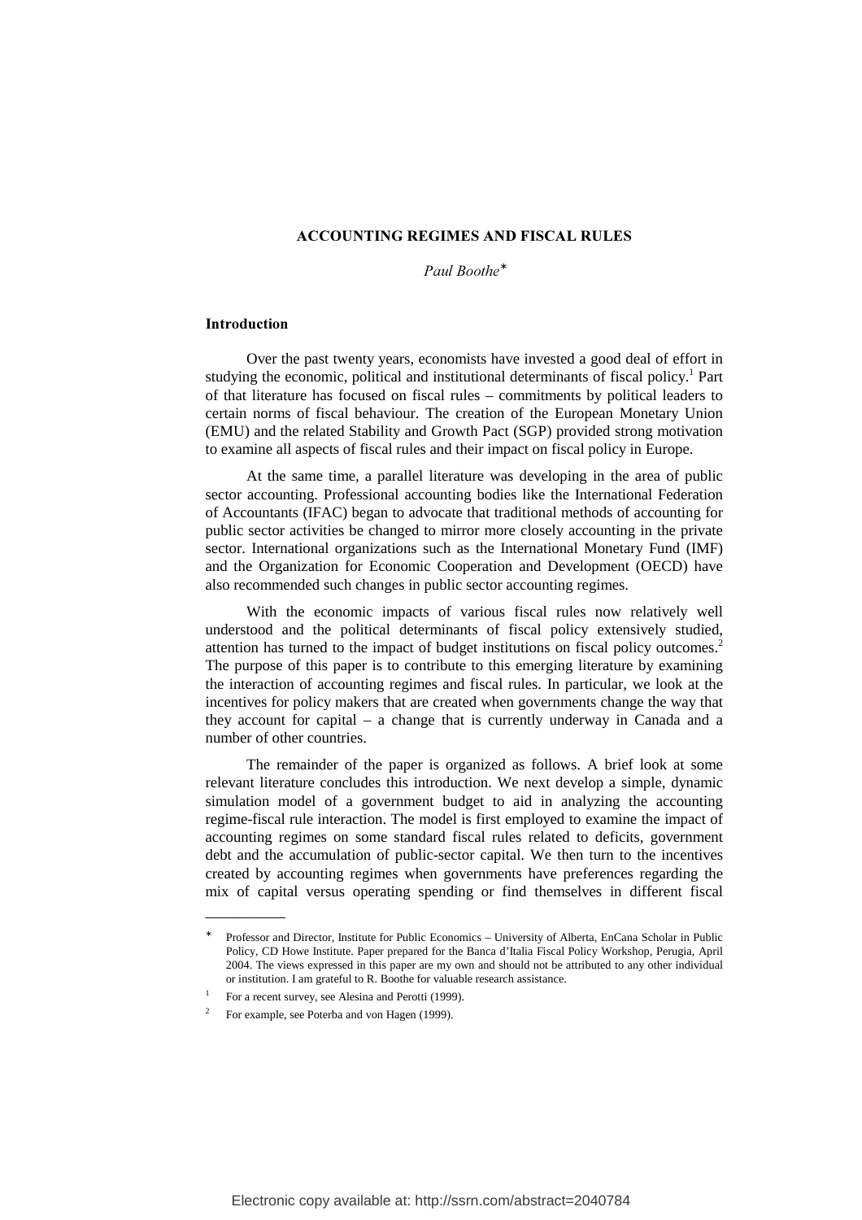# ACCOUNTING REGIMES AND FISCAL RULES

*Paul Boothe*[*]

## Introduction

Over the past twenty years, economists have invested a good deal of effort in studying the economic, political and institutional determinants of fiscal policy.[1] Part of that literature has focused on fiscal rules – commitments by political leaders to certain norms of fiscal behaviour. The creation of the European Monetary Union (EMU) and the related Stability and Growth Pact (SGP) provided strong motivation to examine all aspects of fiscal rules and their impact on fiscal policy in Europe.

At the same time, a parallel literature was developing in the area of public sector accounting. Professional accounting bodies like the International Federation of Accountants (IFAC) began to advocate that traditional methods of accounting for public sector activities be changed to mirror more closely accounting in the private sector. International organizations such as the International Monetary Fund (IMF) and the Organization for Economic Cooperation and Development (OECD) have also recommended such changes in public sector accounting regimes.

With the economic impacts of various fiscal rules now relatively well understood and the political determinants of fiscal policy extensively studied, attention has turned to the impact of budget institutions on fiscal policy outcomes.[2] The purpose of this paper is to contribute to this emerging literature by examining the interaction of accounting regimes and fiscal rules. In particular, we look at the incentives for policy makers that are created when governments change the way that they account for capital – a change that is currently underway in Canada and a number of other countries.

The remainder of the paper is organized as follows. A brief look at some relevant literature concludes this introduction. We next develop a simple, dynamic simulation model of a government budget to aid in analyzing the accounting regime-fiscal rule interaction. The model is first employed to examine the impact of accounting regimes on some standard fiscal rules related to deficits, government debt and the accumulation of public-sector capital. We then turn to the incentives created by accounting regimes when governments have preferences regarding the mix of capital versus operating spending or find themselves in different fiscal

---

[*] Professor and Director, Institute for Public Economics – University of Alberta, EnCana Scholar in Public Policy, CD Howe Institute. Paper prepared for the Banca d'Italia Fiscal Policy Workshop, Perugia, April 2004. The views expressed in this paper are my own and should not be attributed to any other individual or institution. I am grateful to R. Boothe for valuable research assistance.

[1] For a recent survey, see Alesina and Perotti (1999).

[2] For example, see Poterba and von Hagen (1999).

Electronic copy available at: http://ssrn.com/abstract=2040784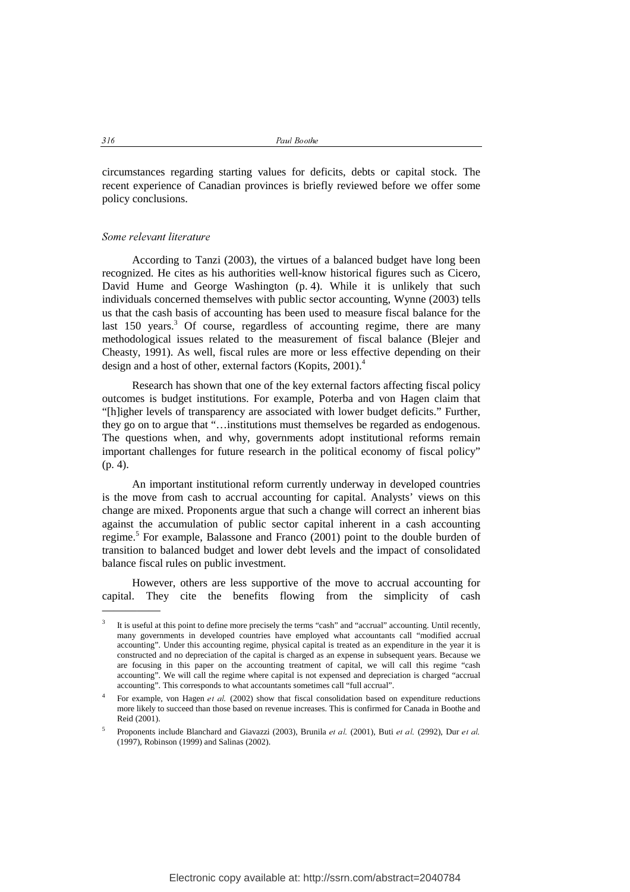circumstances regarding starting values for deficits, debts or capital stock. The recent experience of Canadian provinces is briefly reviewed before we offer some policy conclusions.

### *Some relevant literature*

According to Tanzi (2003), the virtues of a balanced budget have long been recognized. He cites as his authorities well-know historical figures such as Cicero, David Hume and George Washington (p. 4). While it is unlikely that such individuals concerned themselves with public sector accounting, Wynne (2003) tells us that the cash basis of accounting has been used to measure fiscal balance for the last 150 years.[3] Of course, regardless of accounting regime, there are many methodological issues related to the measurement of fiscal balance (Blejer and Cheasty, 1991). As well, fiscal rules are more or less effective depending on their design and a host of other, external factors (Kopits, 2001).[4]

Research has shown that one of the key external factors affecting fiscal policy outcomes is budget institutions. For example, Poterba and von Hagen claim that "[h]igher levels of transparency are associated with lower budget deficits." Further, they go on to argue that "…institutions must themselves be regarded as endogenous. The questions when, and why, governments adopt institutional reforms remain important challenges for future research in the political economy of fiscal policy" (p. 4).

An important institutional reform currently underway in developed countries is the move from cash to accrual accounting for capital. Analysts' views on this change are mixed. Proponents argue that such a change will correct an inherent bias against the accumulation of public sector capital inherent in a cash accounting regime.[5] For example, Balassone and Franco (2001) point to the double burden of transition to balanced budget and lower debt levels and the impact of consolidated balance fiscal rules on public investment.

However, others are less supportive of the move to accrual accounting for capital. They cite the benefits flowing from the simplicity of cash

---

[3] It is useful at this point to define more precisely the terms "cash" and "accrual" accounting. Until recently, many governments in developed countries have employed what accountants call "modified accrual accounting". Under this accounting regime, physical capital is treated as an expenditure in the year it is constructed and no depreciation of the capital is charged as an expense in subsequent years. Because we are focusing in this paper on the accounting treatment of capital, we will call this regime "cash accounting". We will call the regime where capital is not expensed and depreciation is charged "accrual accounting". This corresponds to what accountants sometimes call "full accrual".

[4] For example, von Hagen *et al.* (2002) show that fiscal consolidation based on expenditure reductions more likely to succeed than those based on revenue increases. This is confirmed for Canada in Boothe and Reid (2001).

[5] Proponents include Blanchard and Giavazzi (2003), Brunila *et al.* (2001), Buti *et al.* (2992), Dur *et al.* (1997), Robinson (1999) and Salinas (2002).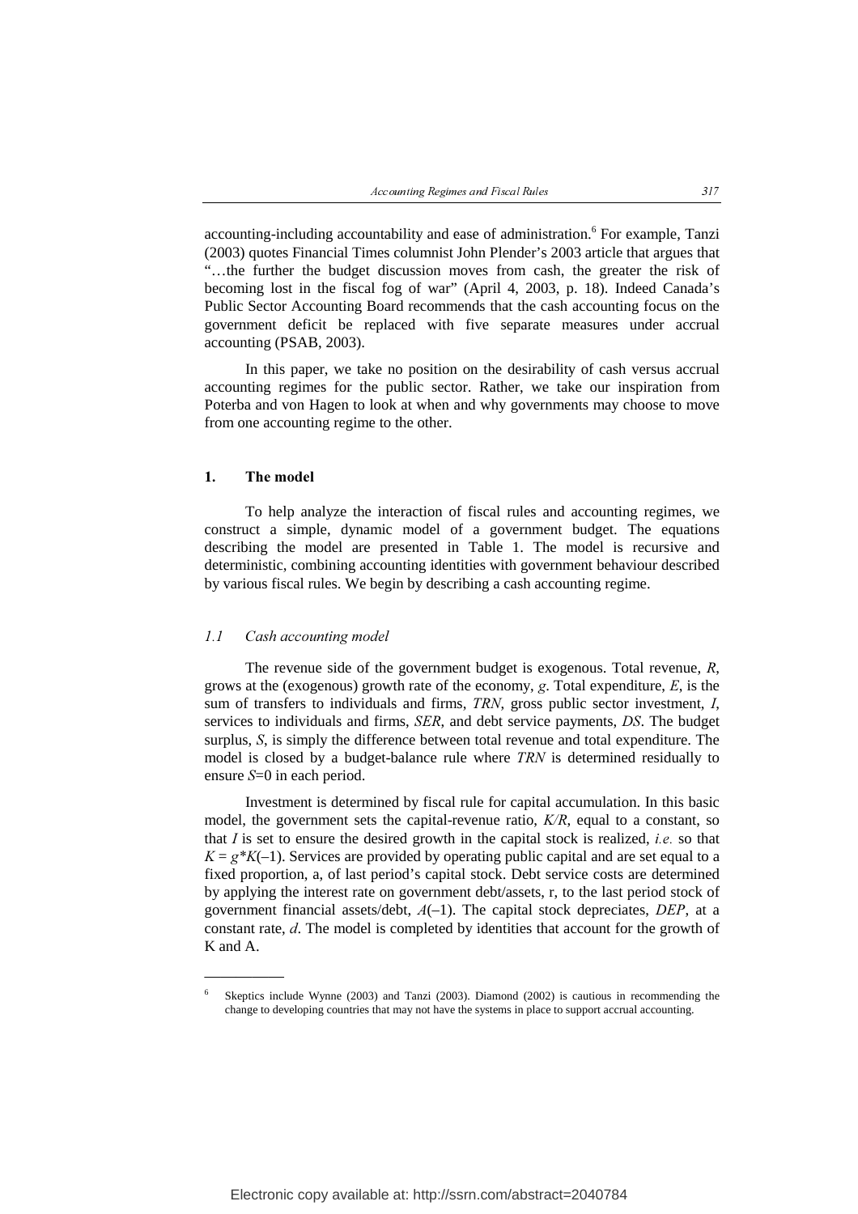accounting-including accountability and ease of administration.[6] For example, Tanzi (2003) quotes Financial Times columnist John Plender's 2003 article that argues that "…the further the budget discussion moves from cash, the greater the risk of becoming lost in the fiscal fog of war" (April 4, 2003, p. 18). Indeed Canada's Public Sector Accounting Board recommends that the cash accounting focus on the government deficit be replaced with five separate measures under accrual accounting (PSAB, 2003).

In this paper, we take no position on the desirability of cash versus accrual accounting regimes for the public sector. Rather, we take our inspiration from Poterba and von Hagen to look at when and why governments may choose to move from one accounting regime to the other.

## 1. The model

To help analyze the interaction of fiscal rules and accounting regimes, we construct a simple, dynamic model of a government budget. The equations describing the model are presented in Table 1. The model is recursive and deterministic, combining accounting identities with government behaviour described by various fiscal rules. We begin by describing a cash accounting regime.

### *1.1 Cash accounting model*

The revenue side of the government budget is exogenous. Total revenue, $R$, grows at the (exogenous) growth rate of the economy, $g$. Total expenditure, $E$, is the sum of transfers to individuals and firms, $TRN$, gross public sector investment, $I$, services to individuals and firms, $SER$, and debt service payments, $DS$. The budget surplus, $S$, is simply the difference between total revenue and total expenditure. The model is closed by a budget-balance rule where $TRN$ is determined residually to ensure $S$=0 in each period.

Investment is determined by fiscal rule for capital accumulation. In this basic model, the government sets the capital-revenue ratio, $K/R$, equal to a constant, so that $I$ is set to ensure the desired growth in the capital stock is realized, *i.e.* so that $K = g*K(-1)$. Services are provided by operating public capital and are set equal to a fixed proportion, a, of last period's capital stock. Debt service costs are determined by applying the interest rate on government debt/assets, r, to the last period stock of government financial assets/debt, $A(-1)$. The capital stock depreciates, $DEP$, at a constant rate, $d$. The model is completed by identities that account for the growth of K and A.

---

[6] Skeptics include Wynne (2003) and Tanzi (2003). Diamond (2002) is cautious in recommending the change to developing countries that may not have the systems in place to support accrual accounting.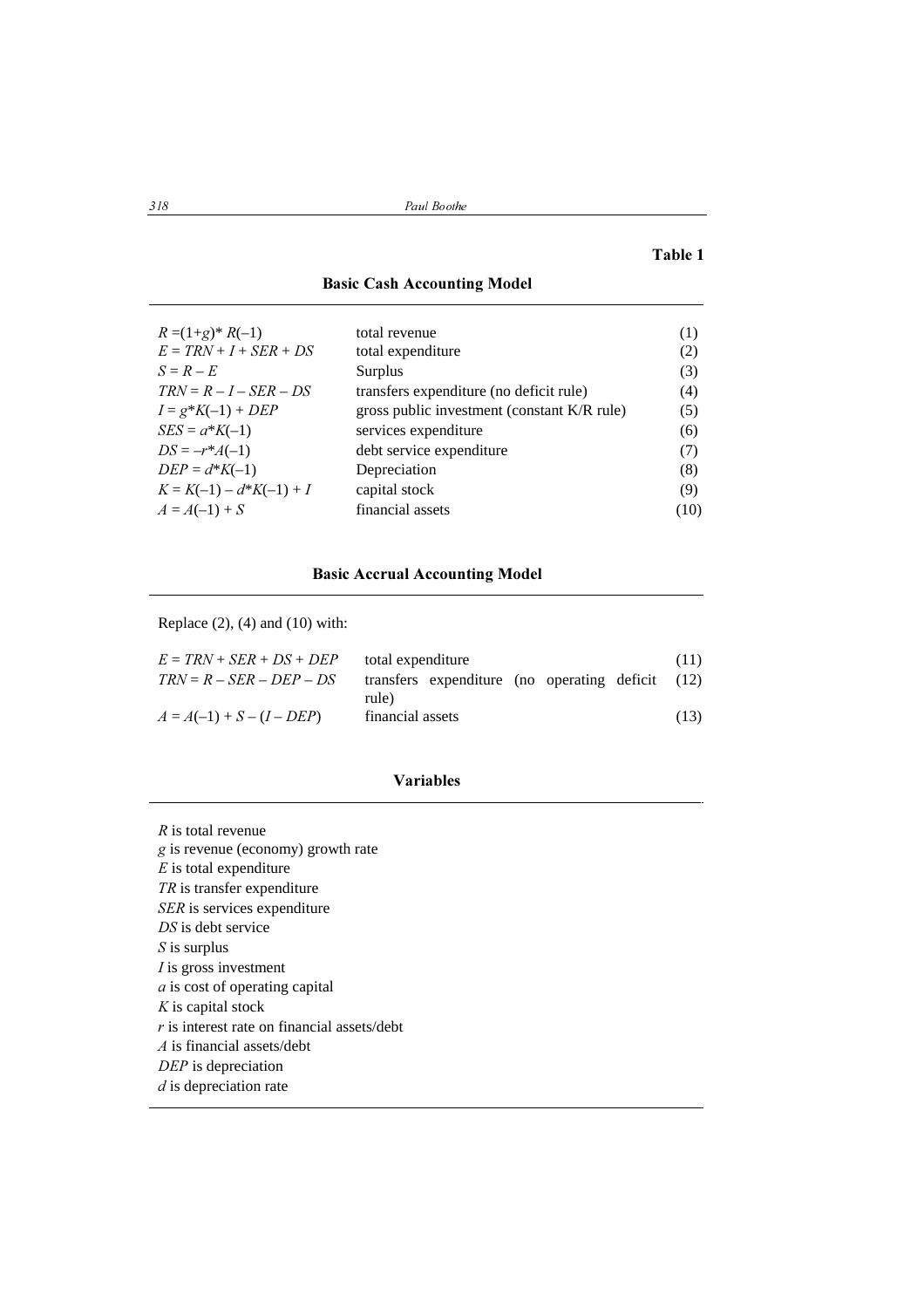**Table 1**

### Basic Cash Accounting Model

| Equation | Description | No. |
|---|---|---|
| $R = (1+g)^* R(-1)$ | total revenue | (1) |
| $E = TRN + I + SER + DS$ | total expenditure | (2) |
| $S = R - E$ | Surplus | (3) |
| $TRN = R - I - SER - DS$ | transfers expenditure (no deficit rule) | (4) |
| $I = g^*K(-1) + DEP$ | gross public investment (constant K/R rule) | (5) |
| $SES = a^*K(-1)$ | services expenditure | (6) |
| $DS = -r^*A(-1)$ | debt service expenditure | (7) |
| $DEP = d^*K(-1)$ | Depreciation | (8) |
| $K = K(-1) - d^*K(-1) + I$ | capital stock | (9) |
| $A = A(-1) + S$ | financial assets | (10) |

### Basic Accrual Accounting Model

Replace (2), (4) and (10) with:

| Equation | Description | No. |
|---|---|---|
| $E = TRN + SER + DS + DEP$ | total expenditure | (11) |
| $TRN = R - SER - DEP - DS$ | transfers expenditure (no operating deficit rule) | (12) |
| $A = A(-1) + S - (I - DEP)$ | financial assets | (13) |

### Variables

$R$ is total revenue
$g$ is revenue (economy) growth rate
$E$ is total expenditure
$TR$ is transfer expenditure
$SER$ is services expenditure
$DS$ is debt service
$S$ is surplus
$I$ is gross investment
$a$ is cost of operating capital
$K$ is capital stock
$r$ is interest rate on financial assets/debt
$A$ is financial assets/debt
$DEP$ is depreciation
$d$ is depreciation rate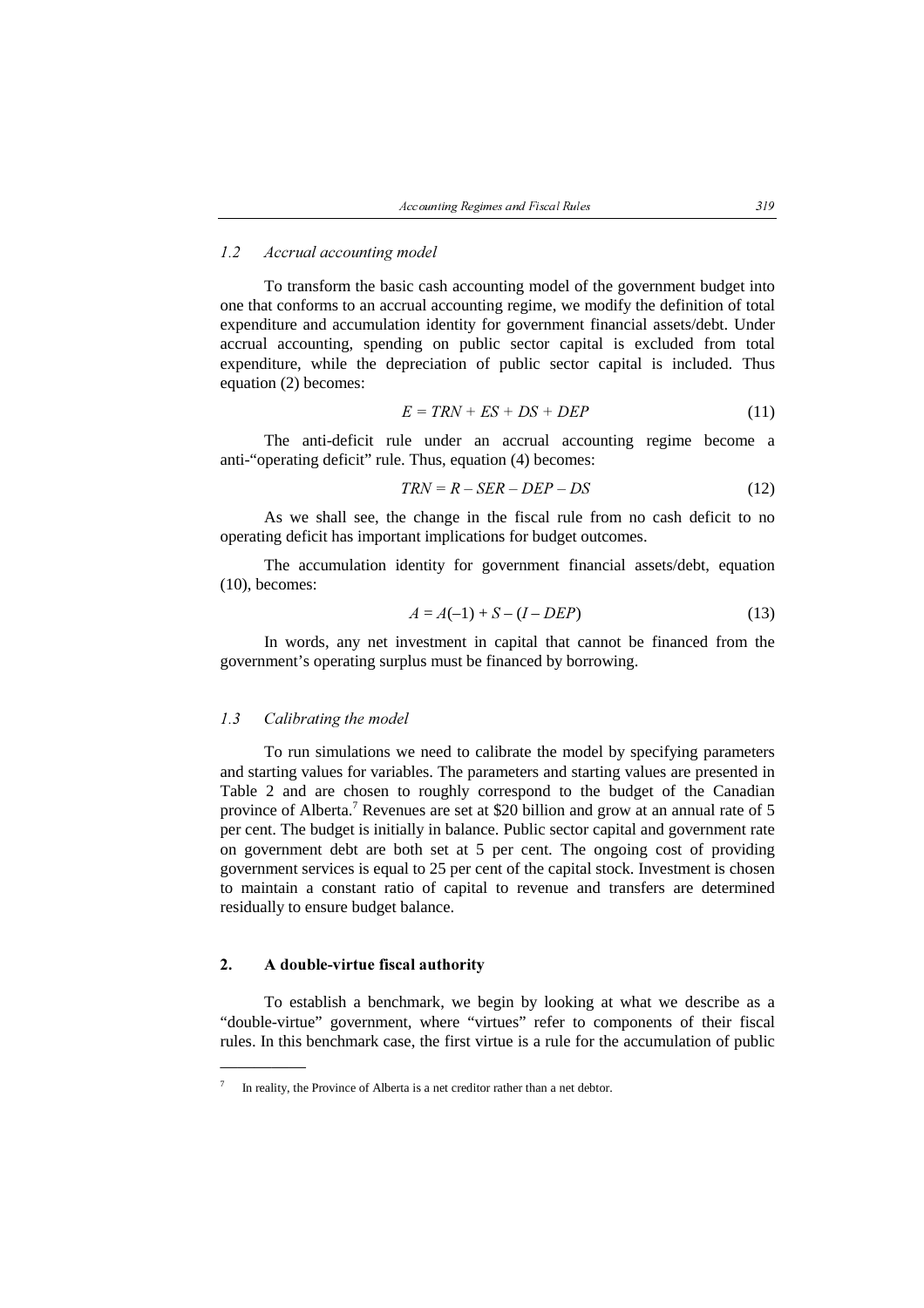### 1.2 Accrual accounting model

To transform the basic cash accounting model of the government budget into one that conforms to an accrual accounting regime, we modify the definition of total expenditure and accumulation identity for government financial assets/debt. Under accrual accounting, spending on public sector capital is excluded from total expenditure, while the depreciation of public sector capital is included. Thus equation (2) becomes:

$$E = TRN + ES + DS + DEP \tag{11}$$

The anti-deficit rule under an accrual accounting regime become a anti-"operating deficit" rule. Thus, equation (4) becomes:

$$TRN = R - SER - DEP - DS \tag{12}$$

As we shall see, the change in the fiscal rule from no cash deficit to no operating deficit has important implications for budget outcomes.

The accumulation identity for government financial assets/debt, equation (10), becomes:

$$A = A(-1) + S - (I - DEP) \tag{13}$$

In words, any net investment in capital that cannot be financed from the government's operating surplus must be financed by borrowing.

### 1.3 Calibrating the model

To run simulations we need to calibrate the model by specifying parameters and starting values for variables. The parameters and starting values are presented in Table 2 and are chosen to roughly correspond to the budget of the Canadian province of Alberta.[7] Revenues are set at \$20 billion and grow at an annual rate of 5 per cent. The budget is initially in balance. Public sector capital and government rate on government debt are both set at 5 per cent. The ongoing cost of providing government services is equal to 25 per cent of the capital stock. Investment is chosen to maintain a constant ratio of capital to revenue and transfers are determined residually to ensure budget balance.

## 2. A double-virtue fiscal authority

To establish a benchmark, we begin by looking at what we describe as a "double-virtue" government, where "virtues" refer to components of their fiscal rules. In this benchmark case, the first virtue is a rule for the accumulation of public

---

[7] In reality, the Province of Alberta is a net creditor rather than a net debtor.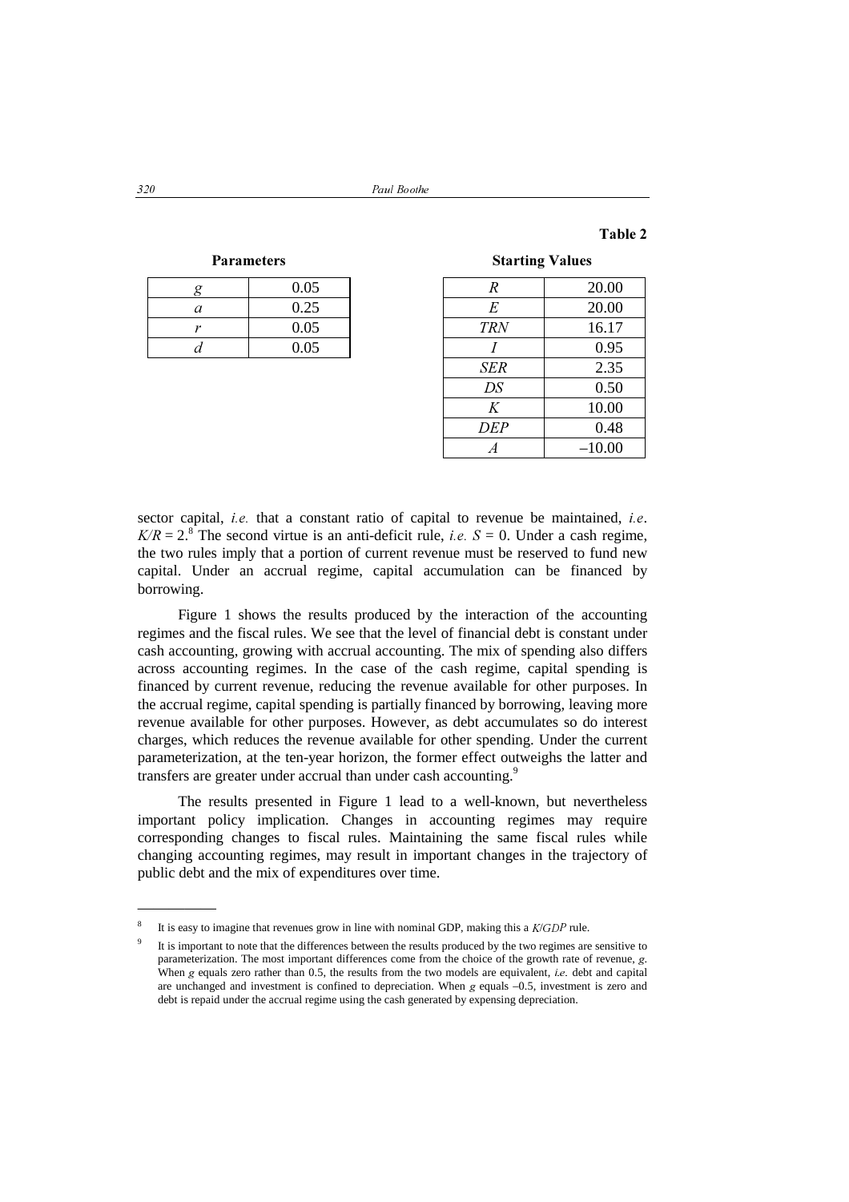**Table 2**

**Parameters**

| | |
|---|---|
| $g$ | 0.05 |
| $a$ | 0.25 |
| $r$ | 0.05 |
| $d$ | 0.05 |

**Starting Values**

| | |
|---|---|
| $R$ | 20.00 |
| $E$ | 20.00 |
| $TRN$ | 16.17 |
| $I$ | 0.95 |
| $SER$ | 2.35 |
| $DS$ | 0.50 |
| $K$ | 10.00 |
| $DEP$ | 0.48 |
| $A$ | –10.00 |

sector capital, *i.e.* that a constant ratio of capital to revenue be maintained, *i.e*. $K/R = 2$.[8] The second virtue is an anti-deficit rule, *i.e.* $S = 0$. Under a cash regime, the two rules imply that a portion of current revenue must be reserved to fund new capital. Under an accrual regime, capital accumulation can be financed by borrowing.

Figure 1 shows the results produced by the interaction of the accounting regimes and the fiscal rules. We see that the level of financial debt is constant under cash accounting, growing with accrual accounting. The mix of spending also differs across accounting regimes. In the case of the cash regime, capital spending is financed by current revenue, reducing the revenue available for other purposes. In the accrual regime, capital spending is partially financed by borrowing, leaving more revenue available for other purposes. However, as debt accumulates so do interest charges, which reduces the revenue available for other spending. Under the current parameterization, at the ten-year horizon, the former effect outweighs the latter and transfers are greater under accrual than under cash accounting.[9]

The results presented in Figure 1 lead to a well-known, but nevertheless important policy implication. Changes in accounting regimes may require corresponding changes to fiscal rules. Maintaining the same fiscal rules while changing accounting regimes, may result in important changes in the trajectory of public debt and the mix of expenditures over time.

---

[8] It is easy to imagine that revenues grow in line with nominal GDP, making this a $K/GDP$ rule.

[9] It is important to note that the differences between the results produced by the two regimes are sensitive to parameterization. The most important differences come from the choice of the growth rate of revenue, $g$. When $g$ equals zero rather than 0.5, the results from the two models are equivalent, *i.e.* debt and capital are unchanged and investment is confined to depreciation. When $g$ equals –0.5, investment is zero and debt is repaid under the accrual regime using the cash generated by expensing depreciation.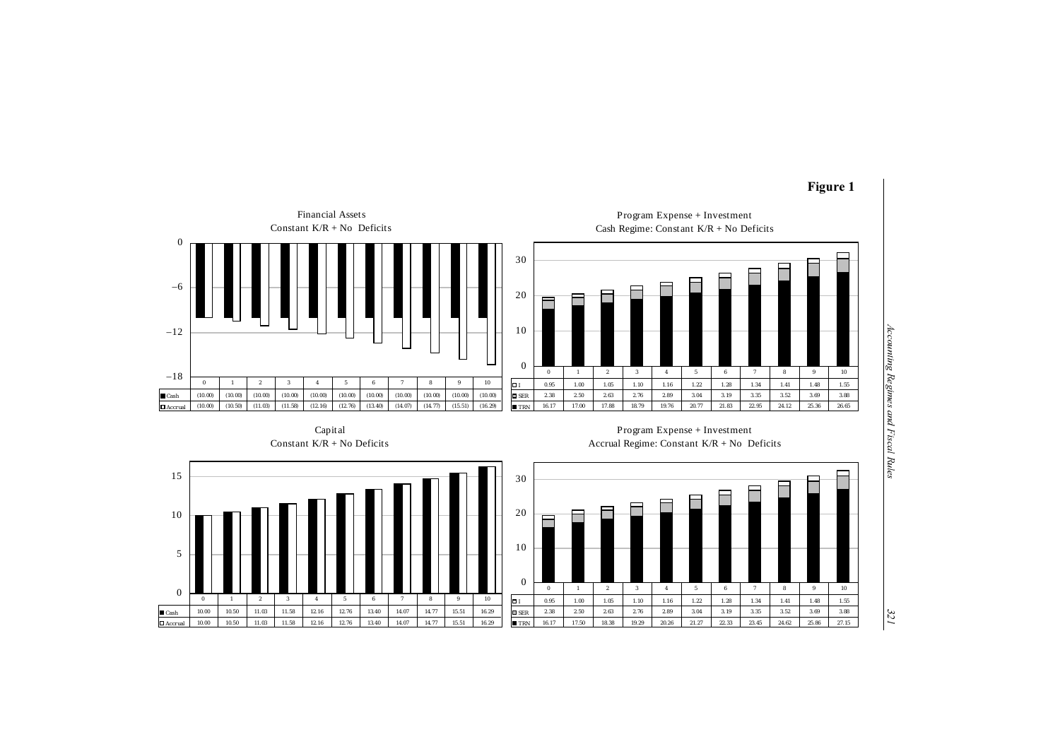**Figure 1**

Financial Assets
Constant K/R + No Deficits

|  | 0 | 1 | 2 | 3 | 4 | 5 | 6 | 7 | 8 | 9 | 10 |
|---|---|---|---|---|---|---|---|---|---|---|---|
| Cash | (10.00) | (10.00) | (10.00) | (10.00) | (10.00) | (10.00) | (10.00) | (10.00) | (10.00) | (10.00) | (10.00) |
| Accrual | (10.00) | (10.50) | (11.03) | (11.58) | (12.16) | (12.76) | (13.40) | (14.07) | (14.77) | (15.51) | (16.29) |

Program Expense + Investment
Cash Regime: Constant K/R + No Deficits

|  | 0 | 1 | 2 | 3 | 4 | 5 | 6 | 7 | 8 | 9 | 10 |
|---|---|---|---|---|---|---|---|---|---|---|---|
| I | 0.95 | 1.00 | 1.05 | 1.10 | 1.16 | 1.22 | 1.28 | 1.34 | 1.41 | 1.48 | 1.55 |
| SER | 2.38 | 2.50 | 2.63 | 2.76 | 2.89 | 3.04 | 3.19 | 3.35 | 3.52 | 3.69 | 3.88 |
| TRN | 16.17 | 17.00 | 17.88 | 18.79 | 19.76 | 20.77 | 21.83 | 22.95 | 24.12 | 25.36 | 26.65 |

Capital
Constant K/R + No Deficits

|  | 0 | 1 | 2 | 3 | 4 | 5 | 6 | 7 | 8 | 9 | 10 |
|---|---|---|---|---|---|---|---|---|---|---|---|
| Cash | 10.00 | 10.50 | 11.03 | 11.58 | 12.16 | 12.76 | 13.40 | 14.07 | 14.77 | 15.51 | 16.29 |
| Accrual | 10.00 | 10.50 | 11.03 | 11.58 | 12.16 | 12.76 | 13.40 | 14.07 | 14.77 | 15.51 | 16.29 |

Program Expense + Investment
Accrual Regime: Constant K/R + No Deficits

|  | 0 | 1 | 2 | 3 | 4 | 5 | 6 | 7 | 8 | 9 | 10 |
|---|---|---|---|---|---|---|---|---|---|---|---|
| I | 0.95 | 1.00 | 1.05 | 1.10 | 1.16 | 1.22 | 1.28 | 1.34 | 1.41 | 1.48 | 1.55 |
| SER | 2.38 | 2.50 | 2.63 | 2.76 | 2.89 | 3.04 | 3.19 | 3.35 | 3.52 | 3.69 | 3.88 |
| TRN | 16.17 | 17.50 | 18.38 | 19.29 | 20.26 | 21.27 | 22.33 | 23.45 | 24.62 | 25.86 | 27.15 |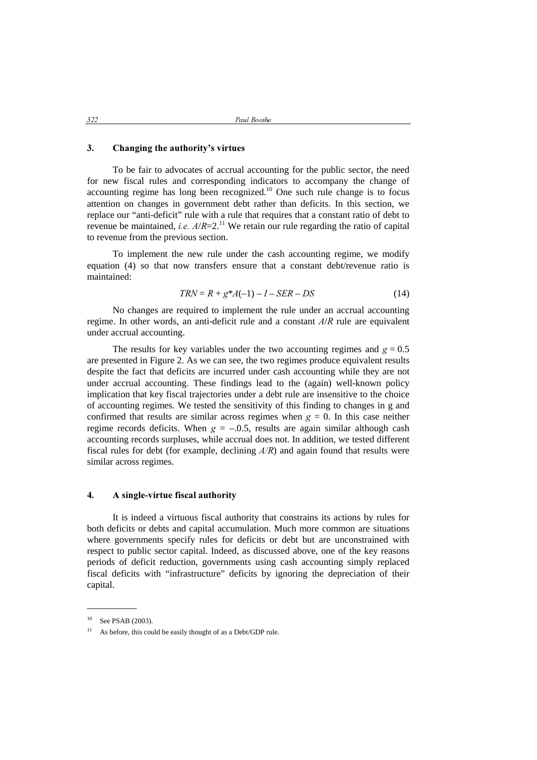## 3. Changing the authority's virtues

To be fair to advocates of accrual accounting for the public sector, the need for new fiscal rules and corresponding indicators to accompany the change of accounting regime has long been recognized.[10] One such rule change is to focus attention on changes in government debt rather than deficits. In this section, we replace our "anti-deficit" rule with a rule that requires that a constant ratio of debt to revenue be maintained, *i.e.* $A/R=2$.[11] We retain our rule regarding the ratio of capital to revenue from the previous section.

To implement the new rule under the cash accounting regime, we modify equation (4) so that now transfers ensure that a constant debt/revenue ratio is maintained:

$$TRN = R + g{*}A(-1) - I - SER - DS \tag{14}$$

No changes are required to implement the rule under an accrual accounting regime. In other words, an anti-deficit rule and a constant $A/R$ rule are equivalent under accrual accounting.

The results for key variables under the two accounting regimes and $g = 0.5$ are presented in Figure 2. As we can see, the two regimes produce equivalent results despite the fact that deficits are incurred under cash accounting while they are not under accrual accounting. These findings lead to the (again) well-known policy implication that key fiscal trajectories under a debt rule are insensitive to the choice of accounting regimes. We tested the sensitivity of this finding to changes in g and confirmed that results are similar across regimes when $g = 0$. In this case neither regime records deficits. When $g = -.0.5$, results are again similar although cash accounting records surpluses, while accrual does not. In addition, we tested different fiscal rules for debt (for example, declining $A/R$) and again found that results were similar across regimes.

## 4. A single-virtue fiscal authority

It is indeed a virtuous fiscal authority that constrains its actions by rules for both deficits or debts and capital accumulation. Much more common are situations where governments specify rules for deficits or debt but are unconstrained with respect to public sector capital. Indeed, as discussed above, one of the key reasons periods of deficit reduction, governments using cash accounting simply replaced fiscal deficits with "infrastructure" deficits by ignoring the depreciation of their capital.

---

[10] See PSAB (2003).

[11] As before, this could be easily thought of as a Debt/GDP rule.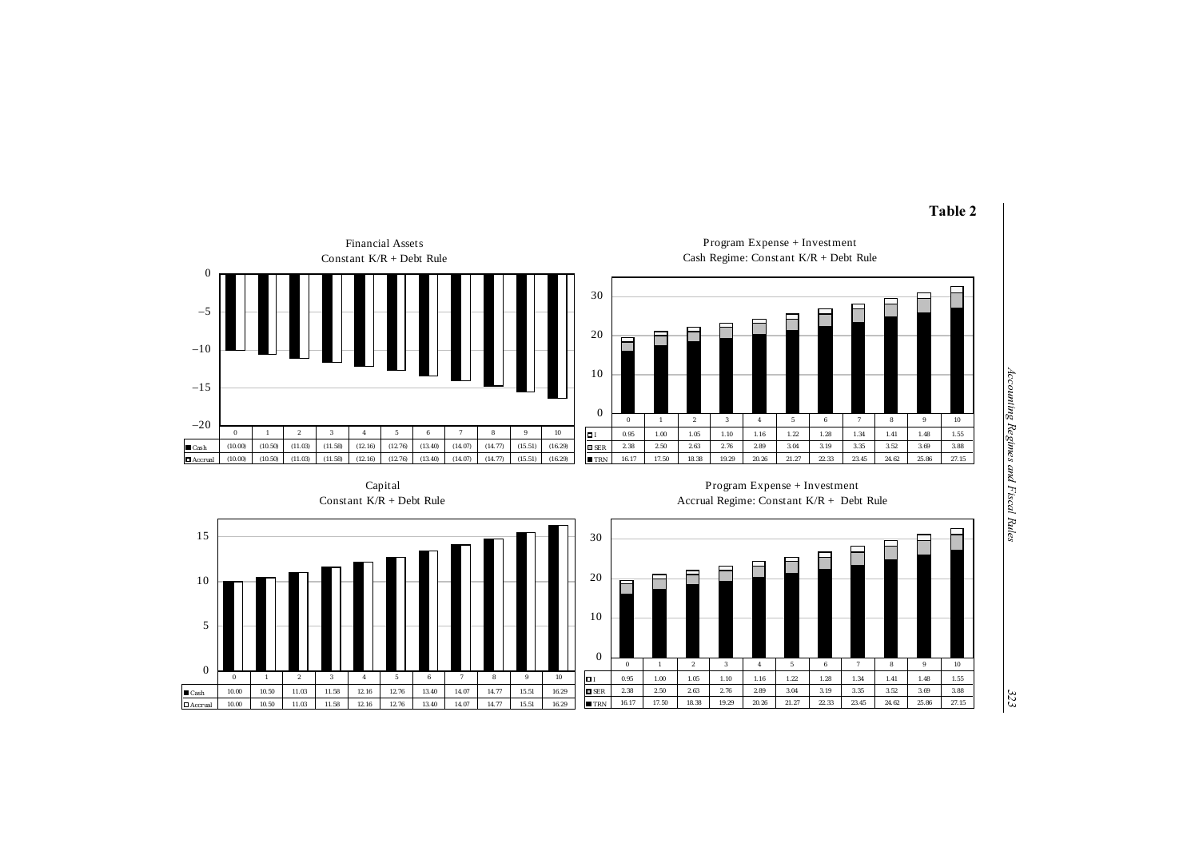**Table 2**

Financial Assets
Constant K/R + Debt Rule

| | 0 | 1 | 2 | 3 | 4 | 5 | 6 | 7 | 8 | 9 | 10 |
|---|---|---|---|---|---|---|---|---|---|---|---|
| Cash | (10.00) | (10.50) | (11.03) | (11.58) | (12.16) | (12.76) | (13.40) | (14.07) | (14.77) | (15.51) | (16.29) |
| Accrual | (10.00) | (10.50) | (11.03) | (11.58) | (12.16) | (12.76) | (13.40) | (14.07) | (14.77) | (15.51) | (16.29) |

Program Expense + Investment
Cash Regime: Constant K/R + Debt Rule

| | 0 | 1 | 2 | 3 | 4 | 5 | 6 | 7 | 8 | 9 | 10 |
|---|---|---|---|---|---|---|---|---|---|---|---|
| I | 0.95 | 1.00 | 1.05 | 1.10 | 1.16 | 1.22 | 1.28 | 1.34 | 1.41 | 1.48 | 1.55 |
| SER | 2.38 | 2.50 | 2.63 | 2.76 | 2.89 | 3.04 | 3.19 | 3.35 | 3.52 | 3.69 | 3.88 |
| TRN | 16.17 | 17.50 | 18.38 | 19.29 | 20.26 | 21.27 | 22.33 | 23.45 | 24.62 | 25.86 | 27.15 |

Capital
Constant K/R + Debt Rule

| | 0 | 1 | 2 | 3 | 4 | 5 | 6 | 7 | 8 | 9 | 10 |
|---|---|---|---|---|---|---|---|---|---|---|---|
| Cash | 10.00 | 10.50 | 11.03 | 11.58 | 12.16 | 12.76 | 13.40 | 14.07 | 14.77 | 15.51 | 16.29 |
| Accrual | 10.00 | 10.50 | 11.03 | 11.58 | 12.16 | 12.76 | 13.40 | 14.07 | 14.77 | 15.51 | 16.29 |

Program Expense + Investment
Accrual Regime: Constant K/R + Debt Rule

| | 0 | 1 | 2 | 3 | 4 | 5 | 6 | 7 | 8 | 9 | 10 |
|---|---|---|---|---|---|---|---|---|---|---|---|
| I | 0.95 | 1.00 | 1.05 | 1.10 | 1.16 | 1.22 | 1.28 | 1.34 | 1.41 | 1.48 | 1.55 |
| SER | 2.38 | 2.50 | 2.63 | 2.76 | 2.89 | 3.04 | 3.19 | 3.35 | 3.52 | 3.69 | 3.88 |
| TRN | 16.17 | 17.50 | 18.38 | 19.29 | 20.26 | 21.27 | 22.33 | 23.45 | 24.62 | 25.86 | 27.15 |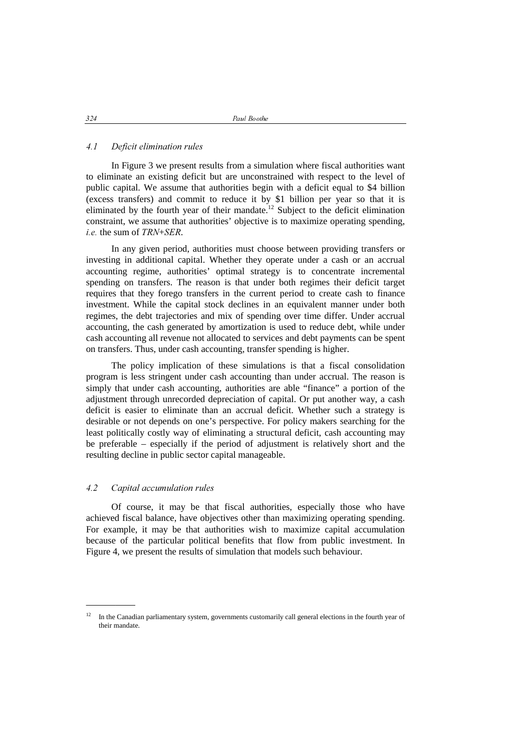### 4.1 *Deficit elimination rules*

In Figure 3 we present results from a simulation where fiscal authorities want to eliminate an existing deficit but are unconstrained with respect to the level of public capital. We assume that authorities begin with a deficit equal to $4 billion (excess transfers) and commit to reduce it by $1 billion per year so that it is eliminated by the fourth year of their mandate.[12] Subject to the deficit elimination constraint, we assume that authorities' objective is to maximize operating spending, *i.e.* the sum of *TRN*+*SER*.

In any given period, authorities must choose between providing transfers or investing in additional capital. Whether they operate under a cash or an accrual accounting regime, authorities' optimal strategy is to concentrate incremental spending on transfers. The reason is that under both regimes their deficit target requires that they forego transfers in the current period to create cash to finance investment. While the capital stock declines in an equivalent manner under both regimes, the debt trajectories and mix of spending over time differ. Under accrual accounting, the cash generated by amortization is used to reduce debt, while under cash accounting all revenue not allocated to services and debt payments can be spent on transfers. Thus, under cash accounting, transfer spending is higher.

The policy implication of these simulations is that a fiscal consolidation program is less stringent under cash accounting than under accrual. The reason is simply that under cash accounting, authorities are able "finance" a portion of the adjustment through unrecorded depreciation of capital. Or put another way, a cash deficit is easier to eliminate than an accrual deficit. Whether such a strategy is desirable or not depends on one's perspective. For policy makers searching for the least politically costly way of eliminating a structural deficit, cash accounting may be preferable – especially if the period of adjustment is relatively short and the resulting decline in public sector capital manageable.

### 4.2 *Capital accumulation rules*

Of course, it may be that fiscal authorities, especially those who have achieved fiscal balance, have objectives other than maximizing operating spending. For example, it may be that authorities wish to maximize capital accumulation because of the particular political benefits that flow from public investment. In Figure 4, we present the results of simulation that models such behaviour.

---

[12] In the Canadian parliamentary system, governments customarily call general elections in the fourth year of their mandate.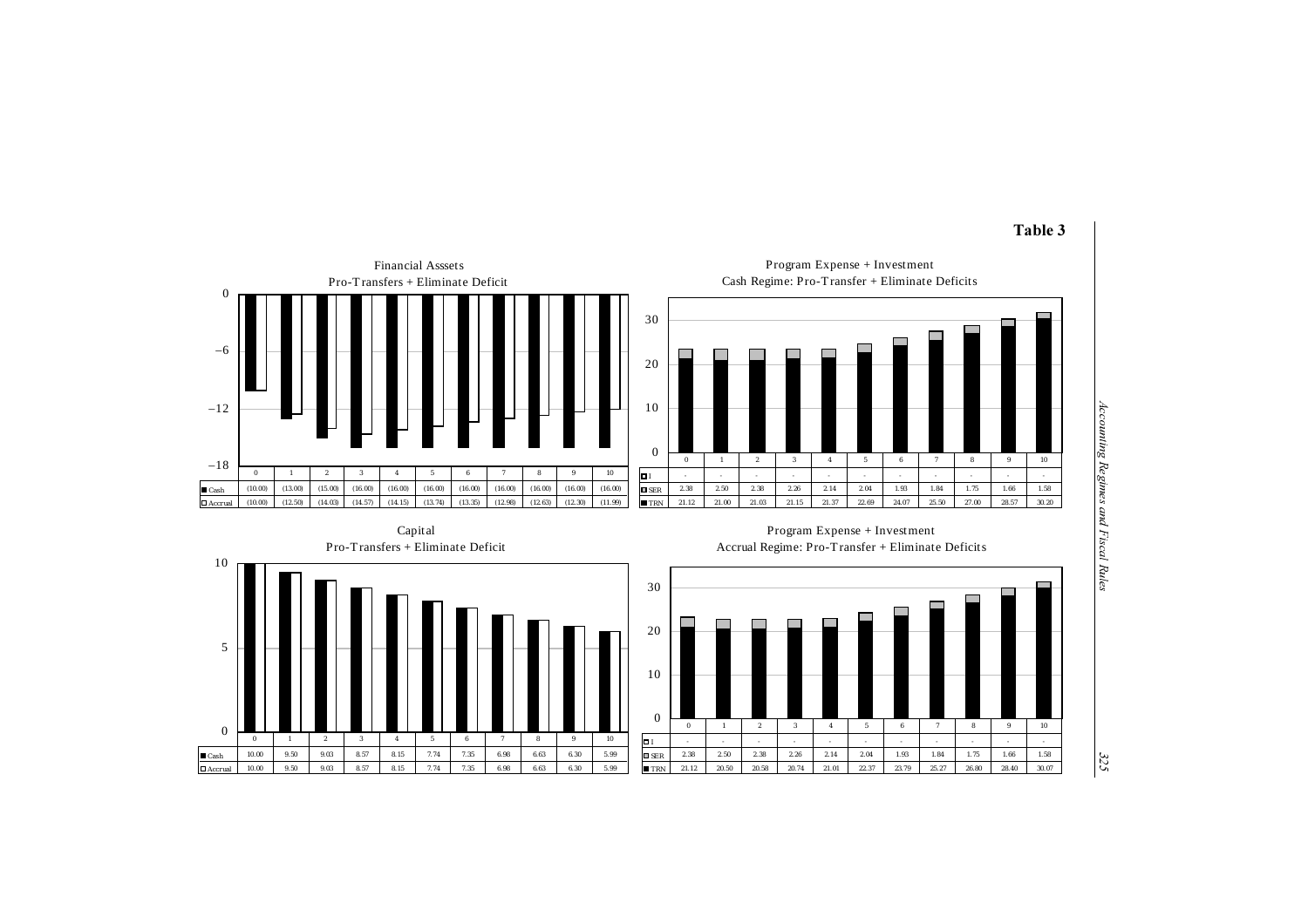**Table 3**

Financial Asssets
Pro-Transfers + Eliminate Deficit

| | 0 | 1 | 2 | 3 | 4 | 5 | 6 | 7 | 8 | 9 | 10 |
|---|---|---|---|---|---|---|---|---|---|---|---|
| Cash | (10.00) | (13.00) | (15.00) | (16.00) | (16.00) | (16.00) | (16.00) | (16.00) | (16.00) | (16.00) | (16.00) |
| Accrual | (10.00) | (12.50) | (14.03) | (14.57) | (14.15) | (13.74) | (13.35) | (12.98) | (12.63) | (12.30) | (11.99) |

Program Expense + Investment
Cash Regime: Pro-Transfer + Eliminate Deficits

| | 0 | 1 | 2 | 3 | 4 | 5 | 6 | 7 | 8 | 9 | 10 |
|---|---|---|---|---|---|---|---|---|---|---|---|
| I | - | - | - | - | - | - | - | - | - | - | - |
| SER | 2.38 | 2.50 | 2.38 | 2.26 | 2.14 | 2.04 | 1.93 | 1.84 | 1.75 | 1.66 | 1.58 |
| TRN | 21.12 | 21.00 | 21.03 | 21.15 | 21.37 | 22.69 | 24.07 | 25.50 | 27.00 | 28.57 | 30.20 |

Capital
Pro-Transfers + Eliminate Deficit

| | 0 | 1 | 2 | 3 | 4 | 5 | 6 | 7 | 8 | 9 | 10 |
|---|---|---|---|---|---|---|---|---|---|---|---|
| Cash | 10.00 | 9.50 | 9.03 | 8.57 | 8.15 | 7.74 | 7.35 | 6.98 | 6.63 | 6.30 | 5.99 |
| Accrual | 10.00 | 9.50 | 9.03 | 8.57 | 8.15 | 7.74 | 7.35 | 6.98 | 6.63 | 6.30 | 5.99 |

Program Expense + Investment
Accrual Regime: Pro-Transfer + Eliminate Deficits

| | 0 | 1 | 2 | 3 | 4 | 5 | 6 | 7 | 8 | 9 | 10 |
|---|---|---|---|---|---|---|---|---|---|---|---|
| I | - | - | - | - | - | - | - | - | - | - | - |
| SER | 2.38 | 2.50 | 2.38 | 2.26 | 2.14 | 2.04 | 1.93 | 1.84 | 1.75 | 1.66 | 1.58 |
| TRN | 21.12 | 20.50 | 20.58 | 20.74 | 21.01 | 22.37 | 23.79 | 25.27 | 26.80 | 28.40 | 30.07 |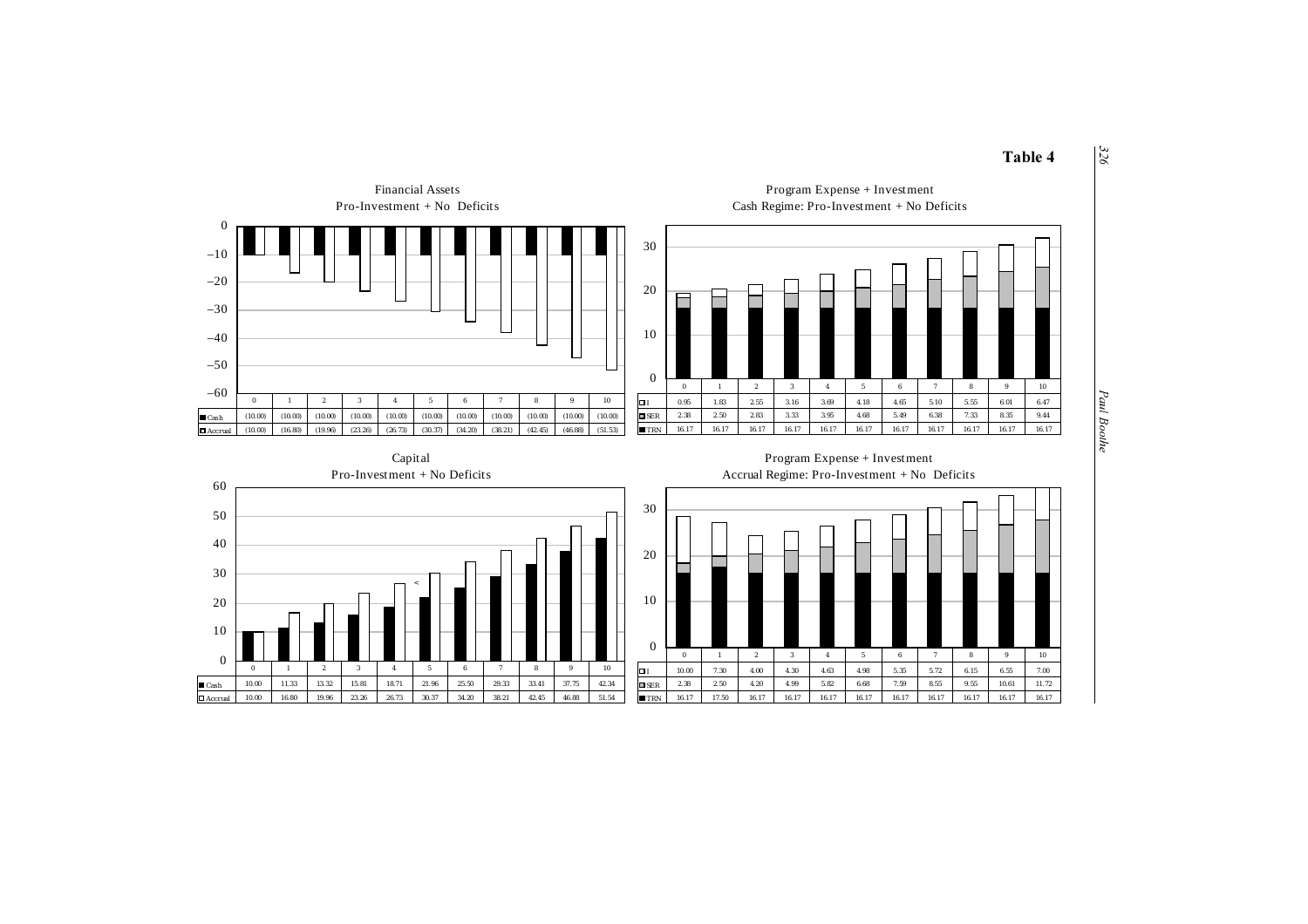# Table 4

**Financial Assets**
Pro-Investment + No Deficits

| | 0 | 1 | 2 | 3 | 4 | 5 | 6 | 7 | 8 | 9 | 10 |
|---|---|---|---|---|---|---|---|---|---|---|---|
| Cash | (10.00) | (10.00) | (10.00) | (10.00) | (10.00) | (10.00) | (10.00) | (10.00) | (10.00) | (10.00) | (10.00) |
| Accrual | (10.00) | (16.80) | (19.96) | (23.26) | (26.73) | (30.37) | (34.20) | (38.21) | (42.45) | (46.88) | (51.53) |

**Program Expense + Investment**
Cash Regime: Pro-Investment + No Deficits

| | 0 | 1 | 2 | 3 | 4 | 5 | 6 | 7 | 8 | 9 | 10 |
|---|---|---|---|---|---|---|---|---|---|---|---|
| I | 0.95 | 1.83 | 2.55 | 3.16 | 3.69 | 4.18 | 4.65 | 5.10 | 5.55 | 6.01 | 6.47 |
| SER | 2.38 | 2.50 | 2.83 | 3.33 | 3.95 | 4.68 | 5.49 | 6.38 | 7.33 | 8.35 | 9.44 |
| TRN | 16.17 | 16.17 | 16.17 | 16.17 | 16.17 | 16.17 | 16.17 | 16.17 | 16.17 | 16.17 | 16.17 |

**Capital**
Pro-Investment + No Deficits

| | 0 | 1 | 2 | 3 | 4 | 5 | 6 | 7 | 8 | 9 | 10 |
|---|---|---|---|---|---|---|---|---|---|---|---|
| Cash | 10.00 | 11.33 | 13.32 | 15.81 | 18.71 | 21.96 | 25.50 | 29.33 | 33.41 | 37.75 | 42.34 |
| Accrual | 10.00 | 16.80 | 19.96 | 23.26 | 26.73 | 30.37 | 34.20 | 38.21 | 42.45 | 46.88 | 51.54 |

**Program Expense + Investment**
Accrual Regime: Pro-Investment + No Deficits

| | 0 | 1 | 2 | 3 | 4 | 5 | 6 | 7 | 8 | 9 | 10 |
|---|---|---|---|---|---|---|---|---|---|---|---|
| I | 10.00 | 7.30 | 4.00 | 4.30 | 4.63 | 4.98 | 5.35 | 5.72 | 6.15 | 6.55 | 7.00 |
| SER | 2.38 | 2.50 | 4.20 | 4.99 | 5.82 | 6.68 | 7.59 | 8.55 | 9.55 | 10.61 | 11.72 |
| TRN | 16.17 | 17.50 | 16.17 | 16.17 | 16.17 | 16.17 | 16.17 | 16.17 | 16.17 | 16.17 | 16.17 |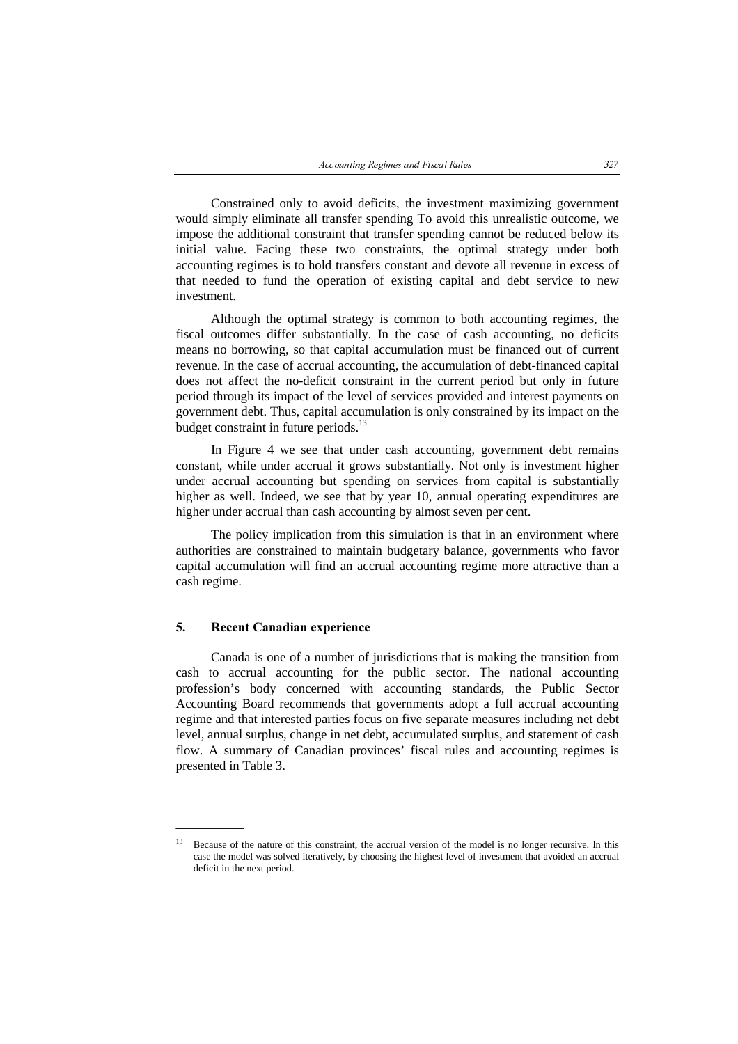Constrained only to avoid deficits, the investment maximizing government would simply eliminate all transfer spending To avoid this unrealistic outcome, we impose the additional constraint that transfer spending cannot be reduced below its initial value. Facing these two constraints, the optimal strategy under both accounting regimes is to hold transfers constant and devote all revenue in excess of that needed to fund the operation of existing capital and debt service to new investment.

Although the optimal strategy is common to both accounting regimes, the fiscal outcomes differ substantially. In the case of cash accounting, no deficits means no borrowing, so that capital accumulation must be financed out of current revenue. In the case of accrual accounting, the accumulation of debt-financed capital does not affect the no-deficit constraint in the current period but only in future period through its impact of the level of services provided and interest payments on government debt. Thus, capital accumulation is only constrained by its impact on the budget constraint in future periods.[13]

In Figure 4 we see that under cash accounting, government debt remains constant, while under accrual it grows substantially. Not only is investment higher under accrual accounting but spending on services from capital is substantially higher as well. Indeed, we see that by year 10, annual operating expenditures are higher under accrual than cash accounting by almost seven per cent.

The policy implication from this simulation is that in an environment where authorities are constrained to maintain budgetary balance, governments who favor capital accumulation will find an accrual accounting regime more attractive than a cash regime.

## 5. Recent Canadian experience

Canada is one of a number of jurisdictions that is making the transition from cash to accrual accounting for the public sector. The national accounting profession's body concerned with accounting standards, the Public Sector Accounting Board recommends that governments adopt a full accrual accounting regime and that interested parties focus on five separate measures including net debt level, annual surplus, change in net debt, accumulated surplus, and statement of cash flow. A summary of Canadian provinces' fiscal rules and accounting regimes is presented in Table 3.

---

[13] Because of the nature of this constraint, the accrual version of the model is no longer recursive. In this case the model was solved iteratively, by choosing the highest level of investment that avoided an accrual deficit in the next period.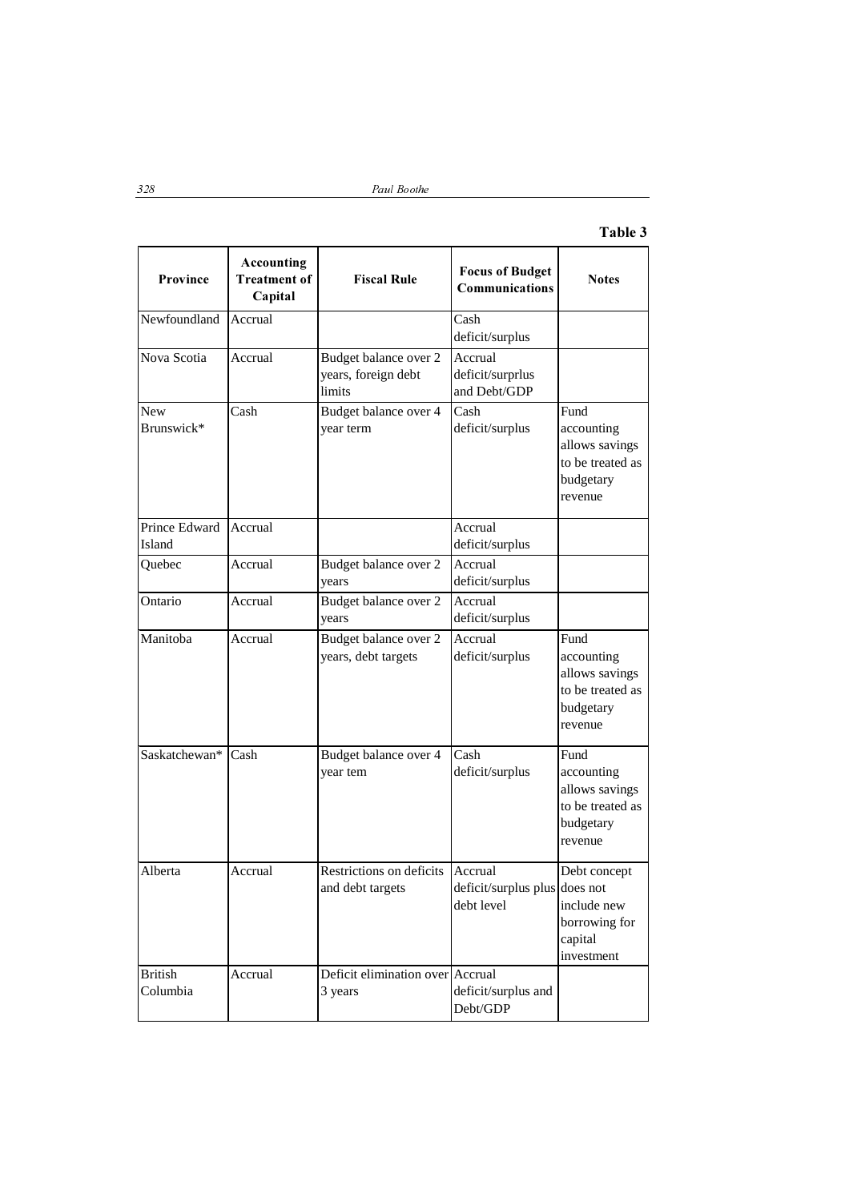**Table 3**

| Province | Accounting Treatment of Capital | Fiscal Rule | Focus of Budget Communications | Notes |
|---|---|---|---|---|
| Newfoundland | Accrual | | Cash deficit/surplus | |
| Nova Scotia | Accrual | Budget balance over 2 years, foreign debt limits | Accrual deficit/surprlus and Debt/GDP | |
| New Brunswick* | Cash | Budget balance over 4 year term | Cash deficit/surplus | Fund accounting allows savings to be treated as budgetary revenue |
| Prince Edward Island | Accrual | | Accrual deficit/surplus | |
| Quebec | Accrual | Budget balance over 2 years | Accrual deficit/surplus | |
| Ontario | Accrual | Budget balance over 2 years | Accrual deficit/surplus | |
| Manitoba | Accrual | Budget balance over 2 years, debt targets | Accrual deficit/surplus | Fund accounting allows savings to be treated as budgetary revenue |
| Saskatchewan* | Cash | Budget balance over 4 year tem | Cash deficit/surplus | Fund accounting allows savings to be treated as budgetary revenue |
| Alberta | Accrual | Restrictions on deficits and debt targets | Accrual deficit/surplus plus debt level | Debt concept does not include new borrowing for capital investment |
| British Columbia | Accrual | Deficit elimination over 3 years | Accrual deficit/surplus and Debt/GDP | |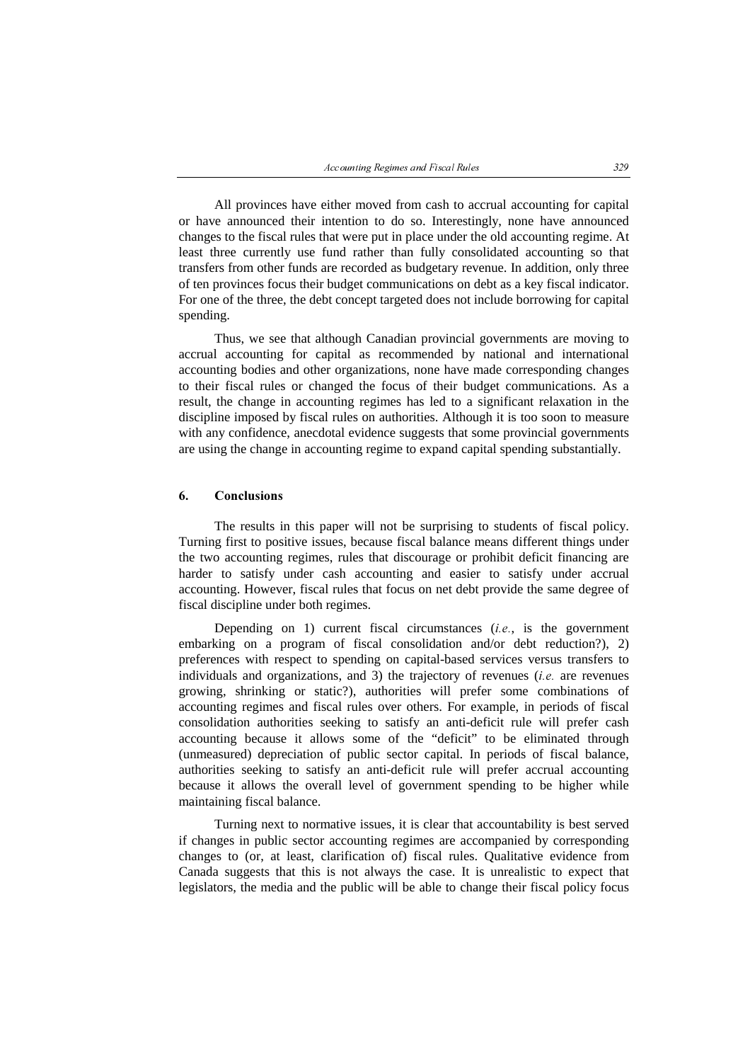All provinces have either moved from cash to accrual accounting for capital or have announced their intention to do so. Interestingly, none have announced changes to the fiscal rules that were put in place under the old accounting regime. At least three currently use fund rather than fully consolidated accounting so that transfers from other funds are recorded as budgetary revenue. In addition, only three of ten provinces focus their budget communications on debt as a key fiscal indicator. For one of the three, the debt concept targeted does not include borrowing for capital spending.

Thus, we see that although Canadian provincial governments are moving to accrual accounting for capital as recommended by national and international accounting bodies and other organizations, none have made corresponding changes to their fiscal rules or changed the focus of their budget communications. As a result, the change in accounting regimes has led to a significant relaxation in the discipline imposed by fiscal rules on authorities. Although it is too soon to measure with any confidence, anecdotal evidence suggests that some provincial governments are using the change in accounting regime to expand capital spending substantially.

## 6. Conclusions

The results in this paper will not be surprising to students of fiscal policy. Turning first to positive issues, because fiscal balance means different things under the two accounting regimes, rules that discourage or prohibit deficit financing are harder to satisfy under cash accounting and easier to satisfy under accrual accounting. However, fiscal rules that focus on net debt provide the same degree of fiscal discipline under both regimes.

Depending on 1) current fiscal circumstances (*i.e.*, is the government embarking on a program of fiscal consolidation and/or debt reduction?), 2) preferences with respect to spending on capital-based services versus transfers to individuals and organizations, and 3) the trajectory of revenues (*i.e.* are revenues growing, shrinking or static?), authorities will prefer some combinations of accounting regimes and fiscal rules over others. For example, in periods of fiscal consolidation authorities seeking to satisfy an anti-deficit rule will prefer cash accounting because it allows some of the "deficit" to be eliminated through (unmeasured) depreciation of public sector capital. In periods of fiscal balance, authorities seeking to satisfy an anti-deficit rule will prefer accrual accounting because it allows the overall level of government spending to be higher while maintaining fiscal balance.

Turning next to normative issues, it is clear that accountability is best served if changes in public sector accounting regimes are accompanied by corresponding changes to (or, at least, clarification of) fiscal rules. Qualitative evidence from Canada suggests that this is not always the case. It is unrealistic to expect that legislators, the media and the public will be able to change their fiscal policy focus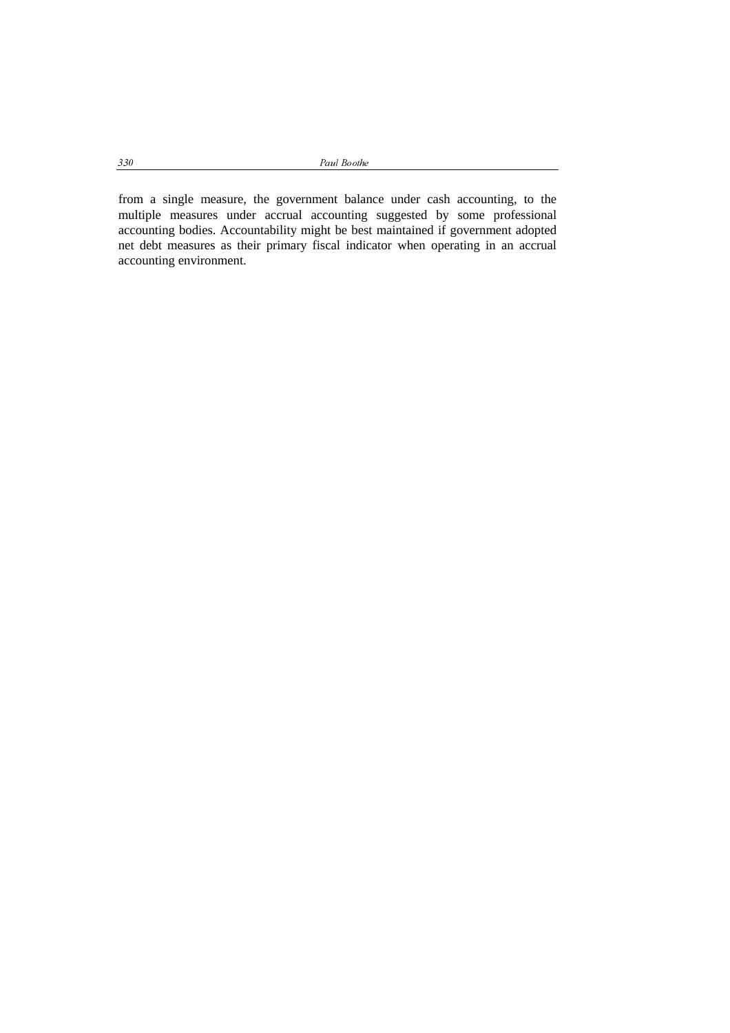from a single measure, the government balance under cash accounting, to the multiple measures under accrual accounting suggested by some professional accounting bodies. Accountability might be best maintained if government adopted net debt measures as their primary fiscal indicator when operating in an accrual accounting environment.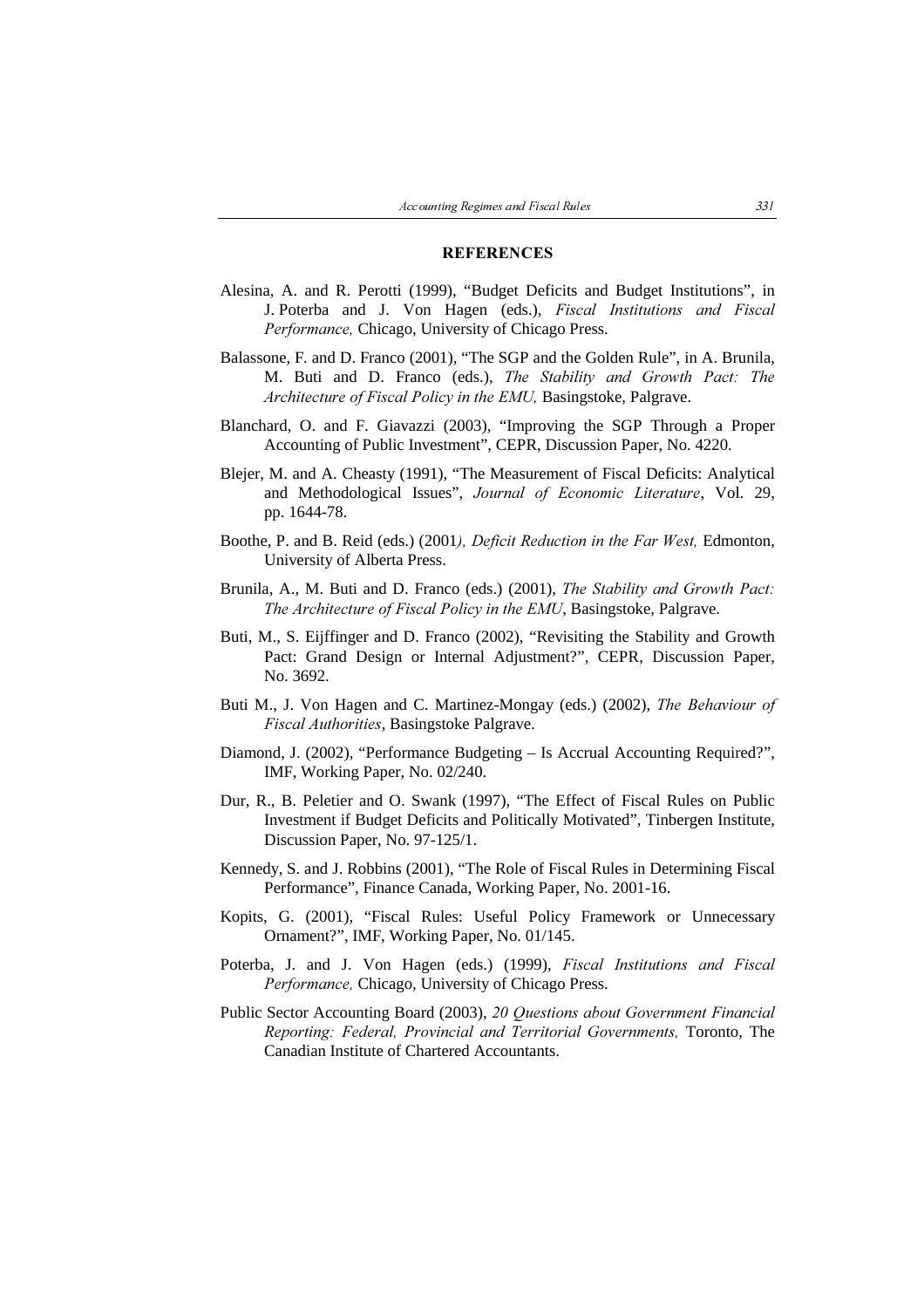## REFERENCES

Alesina, A. and R. Perotti (1999), "Budget Deficits and Budget Institutions", in J. Poterba and J. Von Hagen (eds.), *Fiscal Institutions and Fiscal Performance,* Chicago, University of Chicago Press.

Balassone, F. and D. Franco (2001), "The SGP and the Golden Rule", in A. Brunila, M. Buti and D. Franco (eds.), *The Stability and Growth Pact: The Architecture of Fiscal Policy in the EMU,* Basingstoke, Palgrave.

Blanchard, O. and F. Giavazzi (2003), "Improving the SGP Through a Proper Accounting of Public Investment", CEPR, Discussion Paper, No. 4220.

Blejer, M. and A. Cheasty (1991), "The Measurement of Fiscal Deficits: Analytical and Methodological Issues", *Journal of Economic Literature*, Vol. 29, pp. 1644-78.

Boothe, P. and B. Reid (eds.) (2001*), Deficit Reduction in the Far West,* Edmonton, University of Alberta Press.

Brunila, A., M. Buti and D. Franco (eds.) (2001), *The Stability and Growth Pact: The Architecture of Fiscal Policy in the EMU*, Basingstoke, Palgrave.

Buti, M., S. Eijffinger and D. Franco (2002), "Revisiting the Stability and Growth Pact: Grand Design or Internal Adjustment?", CEPR, Discussion Paper, No. 3692.

Buti M., J. Von Hagen and C. Martinez-Mongay (eds.) (2002), *The Behaviour of Fiscal Authorities*, Basingstoke Palgrave.

Diamond, J. (2002), "Performance Budgeting – Is Accrual Accounting Required?", IMF, Working Paper, No. 02/240.

Dur, R., B. Peletier and O. Swank (1997), "The Effect of Fiscal Rules on Public Investment if Budget Deficits and Politically Motivated", Tinbergen Institute, Discussion Paper, No. 97-125/1.

Kennedy, S. and J. Robbins (2001), "The Role of Fiscal Rules in Determining Fiscal Performance", Finance Canada, Working Paper, No. 2001-16.

Kopits, G. (2001), "Fiscal Rules: Useful Policy Framework or Unnecessary Ornament?", IMF, Working Paper, No. 01/145.

Poterba, J. and J. Von Hagen (eds.) (1999), *Fiscal Institutions and Fiscal Performance,* Chicago, University of Chicago Press.

Public Sector Accounting Board (2003), *20 Questions about Government Financial Reporting: Federal, Provincial and Territorial Governments,* Toronto, The Canadian Institute of Chartered Accountants.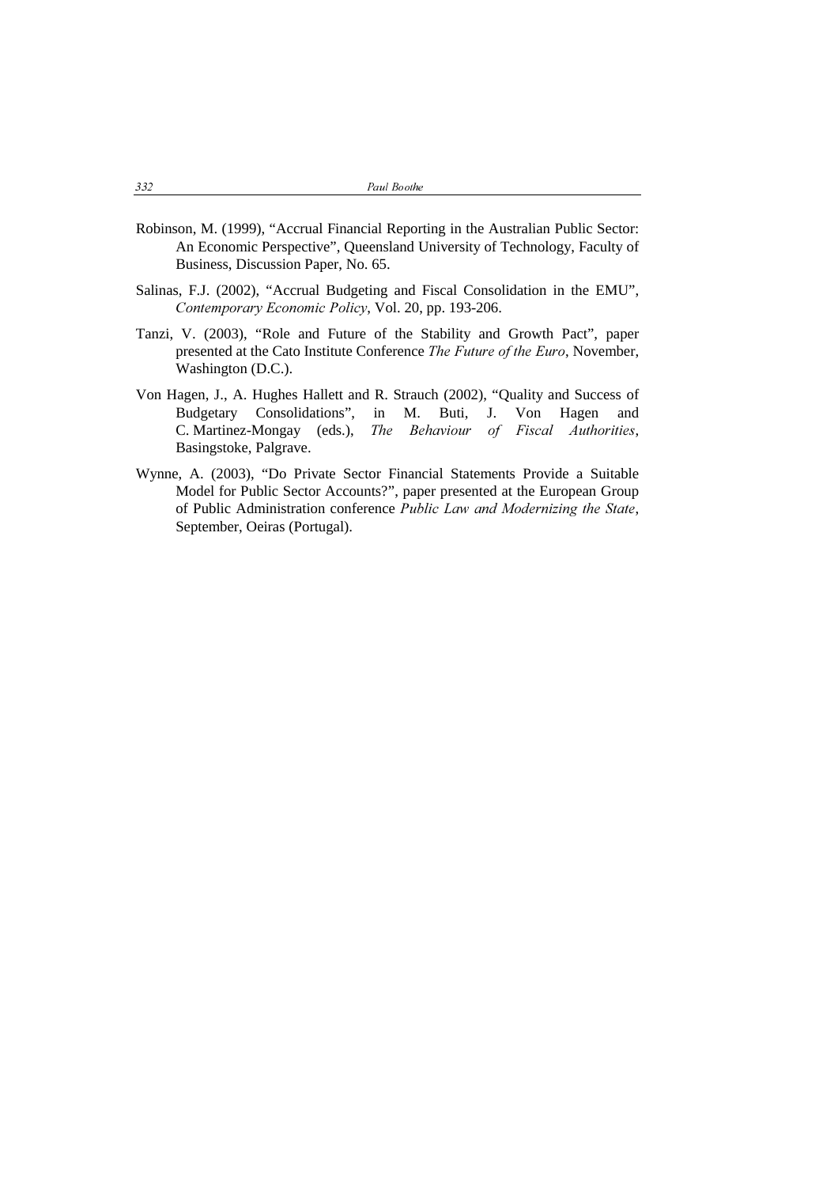Robinson, M. (1999), "Accrual Financial Reporting in the Australian Public Sector: An Economic Perspective", Queensland University of Technology, Faculty of Business, Discussion Paper, No. 65.

Salinas, F.J. (2002), "Accrual Budgeting and Fiscal Consolidation in the EMU", *Contemporary Economic Policy*, Vol. 20, pp. 193-206.

Tanzi, V. (2003), "Role and Future of the Stability and Growth Pact", paper presented at the Cato Institute Conference *The Future of the Euro*, November, Washington (D.C.).

Von Hagen, J., A. Hughes Hallett and R. Strauch (2002), "Quality and Success of Budgetary Consolidations", in M. Buti, J. Von Hagen and C. Martinez-Mongay (eds.), *The Behaviour of Fiscal Authorities*, Basingstoke, Palgrave.

Wynne, A. (2003), "Do Private Sector Financial Statements Provide a Suitable Model for Public Sector Accounts?", paper presented at the European Group of Public Administration conference *Public Law and Modernizing the State*, September, Oeiras (Portugal).